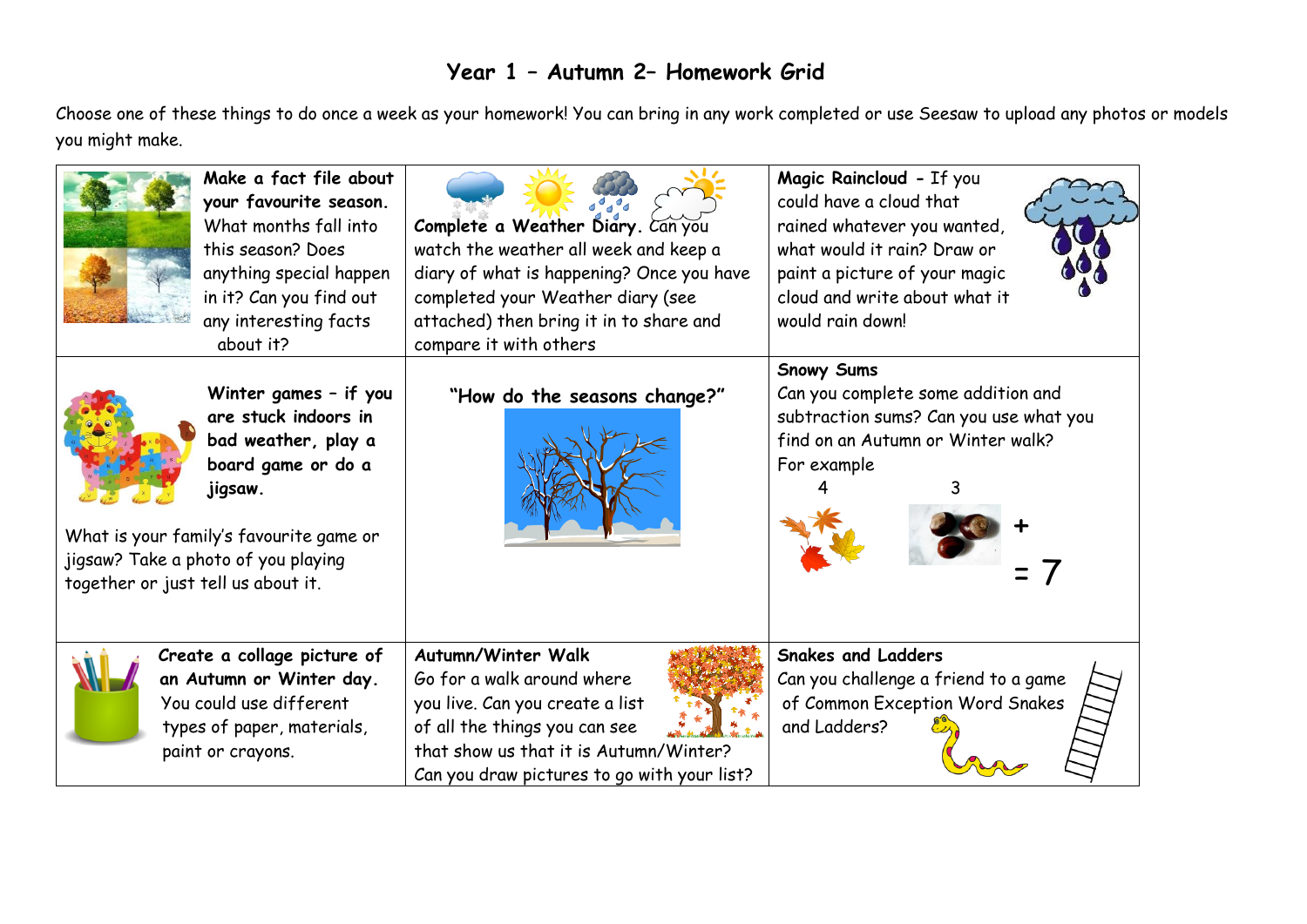# Year 1 – Autumn 2– Homework Grid

Choose one of these things to do once a week as your homework! You can bring in any work completed or use Seesaw to upload any photos or models you might make.

| | | |
|---|---|---|
| **Make a fact file about your favourite season.** What months fall into this season? Does anything special happen in it? Can you find out any interesting facts about it? | **Complete a Weather Diary.** Can you watch the weather all week and keep a diary of what is happening? Once you have completed your Weather diary (see attached) then bring it in to share and compare it with others | **Magic Raincloud** - If you could have a cloud that rained whatever you wanted, what would it rain? Draw or paint a picture of your magic cloud and write about what it would rain down! |
| **Winter games – if you are stuck indoors in bad weather, play a board game or do a jigsaw.** What is your family's favourite game or jigsaw? Take a photo of you playing together or just tell us about it. | **"How do the seasons change?"** | **Snowy Sums** Can you complete some addition and subtraction sums? Can you use what you find on an Autumn or Winter walk? For example 4 3 + = 7 |
| **Create a collage picture of an Autumn or Winter day.** You could use different types of paper, materials, paint or crayons. | **Autumn/Winter Walk** Go for a walk around where you live. Can you create a list of all the things you can see that show us that it is Autumn/Winter? Can you draw pictures to go with your list? | **Snakes and Ladders** Can you challenge a friend to a game of Common Exception Word Snakes and Ladders? |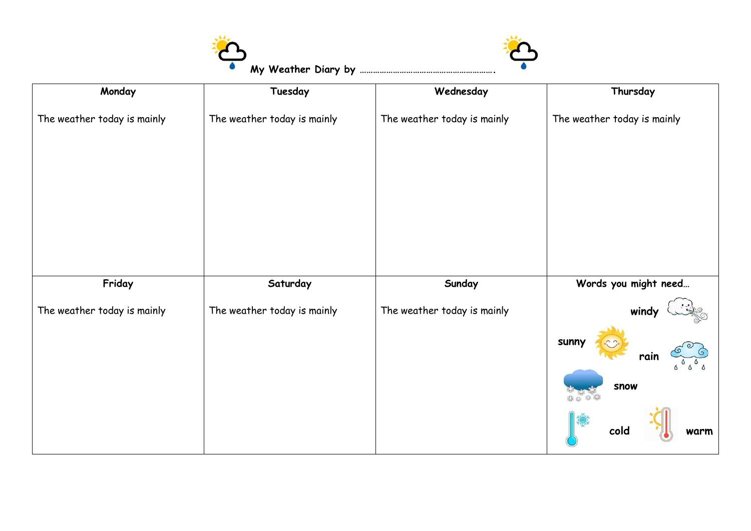# My Weather Diary by …………………………………………………….

| Monday | Tuesday | Wednesday | Thursday |
| --- | --- | --- | --- |
| The weather today is mainly | The weather today is mainly | The weather today is mainly | The weather today is mainly |
| **Friday** | **Saturday** | **Sunday** | **Words you might need…** |
| The weather today is mainly | The weather today is mainly | The weather today is mainly | windy<br>sunny<br>rain<br>snow<br>cold<br>warm |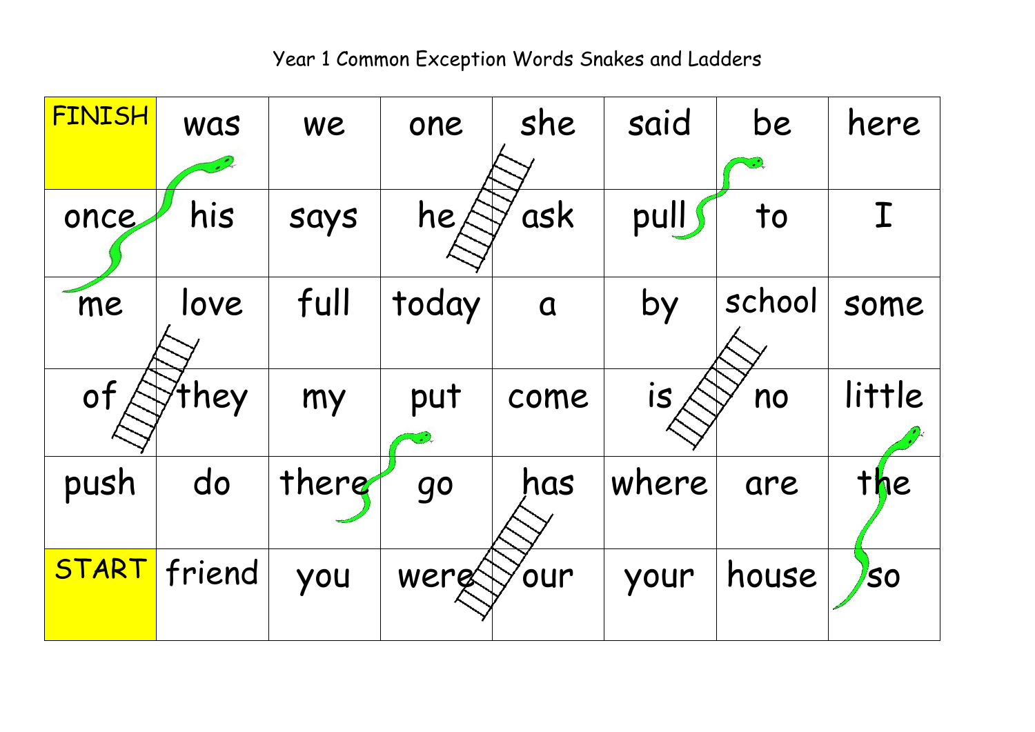Year 1 Common Exception Words Snakes and Ladders

| | | | | | | | |
|---|---|---|---|---|---|---|---|
| FINISH | was | we | one | she | said | be | here |
| once | his | says | he | ask | pull | to | I |
| me | love | full | today | a | by | school | some |
| of | they | my | put | come | is | no | little |
| push | do | there | go | has | where | are | the |
| START | friend | you | were | our | your | house | so |